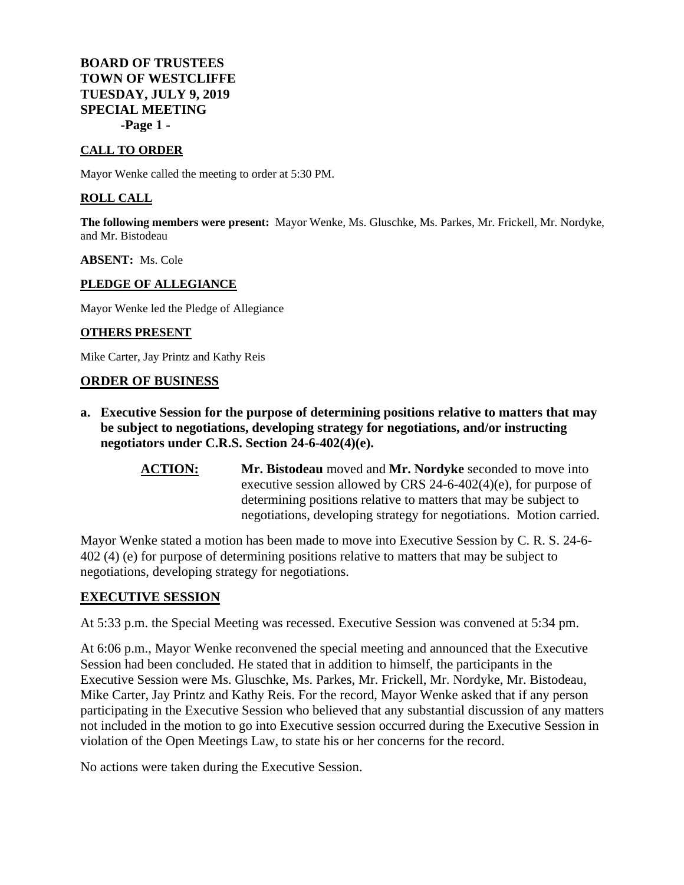**BOARD OF TRUSTEES**
**TOWN OF WESTCLIFFE**
**TUESDAY, JULY 9, 2019**
**SPECIAL MEETING**

## CALL TO ORDER

Mayor Wenke called the meeting to order at 5:30 PM.

## ROLL CALL

**The following members were present:** Mayor Wenke, Ms. Gluschke, Ms. Parkes, Mr. Frickell, Mr. Nordyke, and Mr. Bistodeau

**ABSENT:** Ms. Cole

## PLEDGE OF ALLEGIANCE

Mayor Wenke led the Pledge of Allegiance

## OTHERS PRESENT

Mike Carter, Jay Printz and Kathy Reis

## ORDER OF BUSINESS

**a. Executive Session for the purpose of determining positions relative to matters that may be subject to negotiations, developing strategy for negotiations, and/or instructing negotiators under C.R.S. Section 24-6-402(4)(e).**

> **ACTION:** **Mr. Bistodeau** moved and **Mr. Nordyke** seconded to move into executive session allowed by CRS 24-6-402(4)(e), for purpose of determining positions relative to matters that may be subject to negotiations, developing strategy for negotiations. Motion carried.

Mayor Wenke stated a motion has been made to move into Executive Session by C. R. S. 24-6-402 (4) (e) for purpose of determining positions relative to matters that may be subject to negotiations, developing strategy for negotiations.

## EXECUTIVE SESSION

At 5:33 p.m. the Special Meeting was recessed. Executive Session was convened at 5:34 pm.

At 6:06 p.m., Mayor Wenke reconvened the special meeting and announced that the Executive Session had been concluded. He stated that in addition to himself, the participants in the Executive Session were Ms. Gluschke, Ms. Parkes, Mr. Frickell, Mr. Nordyke, Mr. Bistodeau, Mike Carter, Jay Printz and Kathy Reis. For the record, Mayor Wenke asked that if any person participating in the Executive Session who believed that any substantial discussion of any matters not included in the motion to go into Executive session occurred during the Executive Session in violation of the Open Meetings Law, to state his or her concerns for the record.

No actions were taken during the Executive Session.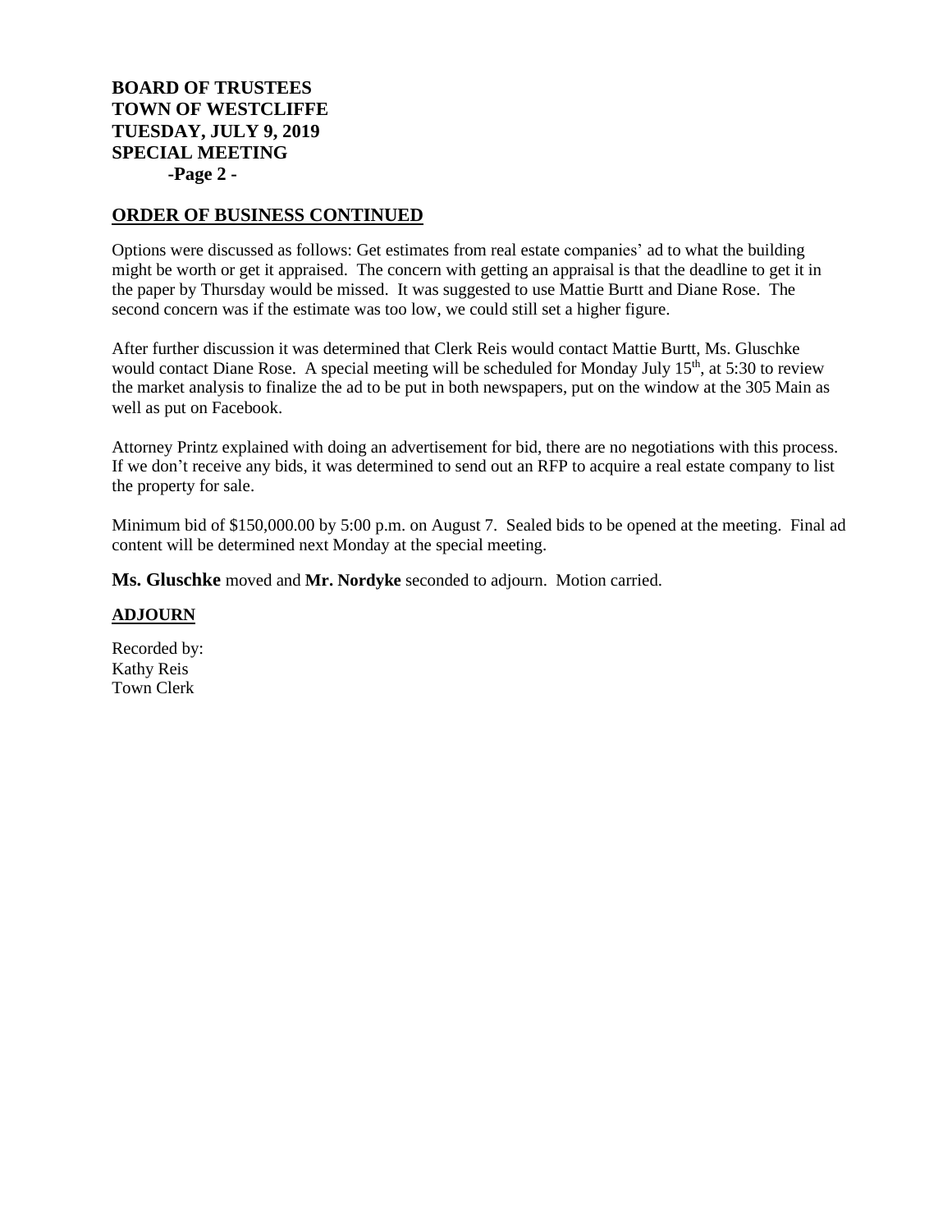**BOARD OF TRUSTEES**
**TOWN OF WESTCLIFFE**
**TUESDAY, JULY 9, 2019**
**SPECIAL MEETING**
**-Page 2 -**

## ORDER OF BUSINESS CONTINUED

Options were discussed as follows: Get estimates from real estate companies' ad to what the building might be worth or get it appraised. The concern with getting an appraisal is that the deadline to get it in the paper by Thursday would be missed. It was suggested to use Mattie Burtt and Diane Rose. The second concern was if the estimate was too low, we could still set a higher figure.

After further discussion it was determined that Clerk Reis would contact Mattie Burtt, Ms. Gluschke would contact Diane Rose. A special meeting will be scheduled for Monday July 15th, at 5:30 to review the market analysis to finalize the ad to be put in both newspapers, put on the window at the 305 Main as well as put on Facebook.

Attorney Printz explained with doing an advertisement for bid, there are no negotiations with this process. If we don't receive any bids, it was determined to send out an RFP to acquire a real estate company to list the property for sale.

Minimum bid of $150,000.00 by 5:00 p.m. on August 7. Sealed bids to be opened at the meeting. Final ad content will be determined next Monday at the special meeting.

**Ms. Gluschke** moved and **Mr. Nordyke** seconded to adjourn. Motion carried.

## ADJOURN

Recorded by:
Kathy Reis
Town Clerk